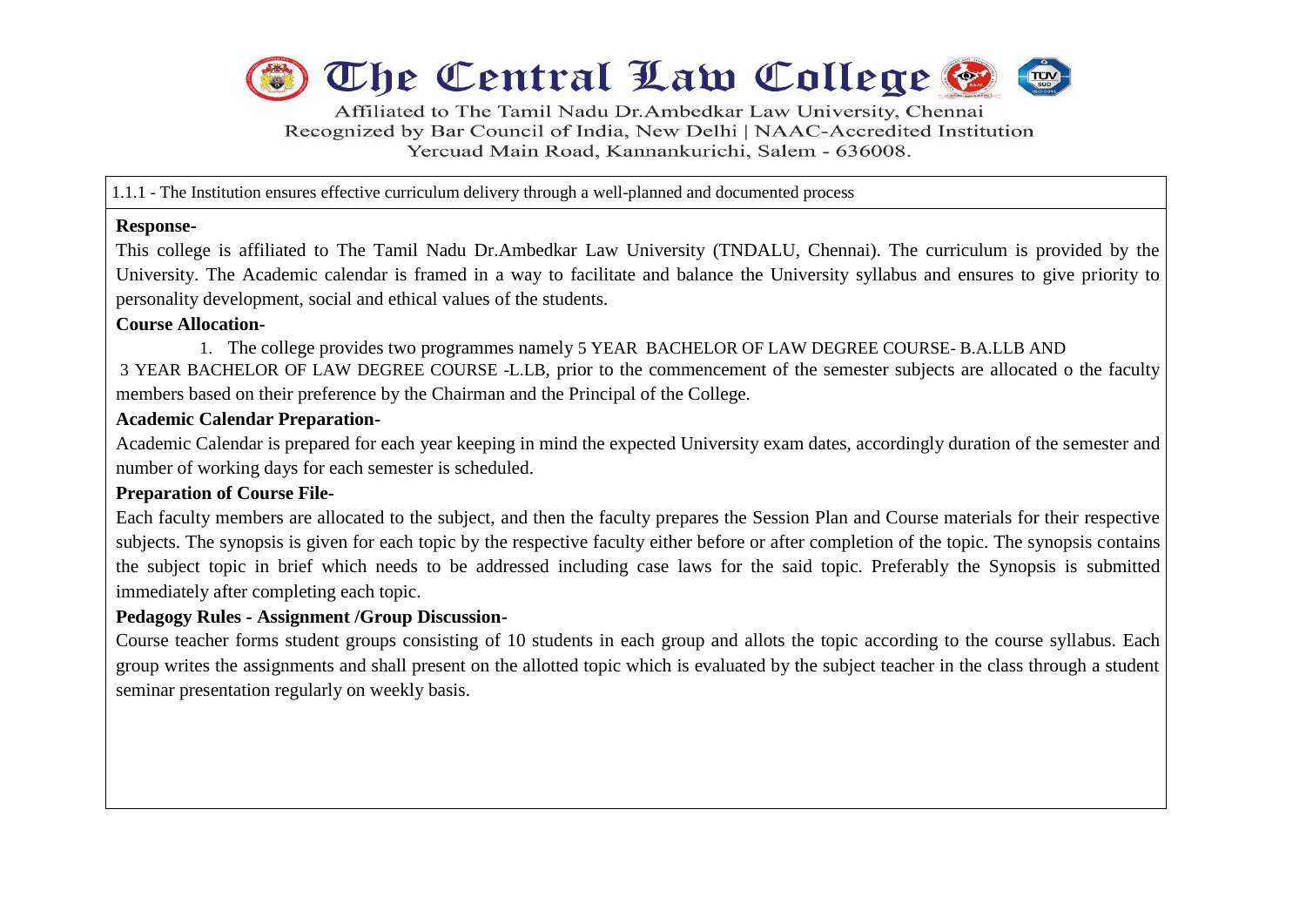# The Central Law College

Affiliated to The Tamil Nadu Dr.Ambedkar Law University, Chennai
Recognized by Bar Council of India, New Delhi | NAAC-Accredited Institution
Yercuad Main Road, Kannankurichi, Salem - 636008.

1.1.1 - The Institution ensures effective curriculum delivery through a well-planned and documented process

**Response-**

This college is affiliated to The Tamil Nadu Dr.Ambedkar Law University (TNDALU, Chennai). The curriculum is provided by the University. The Academic calendar is framed in a way to facilitate and balance the University syllabus and ensures to give priority to personality development, social and ethical values of the students.

**Course Allocation-**

1. The college provides two programmes namely 5 YEAR BACHELOR OF LAW DEGREE COURSE- B.A.LLB AND

3 YEAR BACHELOR OF LAW DEGREE COURSE -L.LB, prior to the commencement of the semester subjects are allocated o the faculty members based on their preference by the Chairman and the Principal of the College.

**Academic Calendar Preparation-**

Academic Calendar is prepared for each year keeping in mind the expected University exam dates, accordingly duration of the semester and number of working days for each semester is scheduled.

**Preparation of Course File-**

Each faculty members are allocated to the subject, and then the faculty prepares the Session Plan and Course materials for their respective subjects. The synopsis is given for each topic by the respective faculty either before or after completion of the topic. The synopsis contains the subject topic in brief which needs to be addressed including case laws for the said topic. Preferably the Synopsis is submitted immediately after completing each topic.

**Pedagogy Rules - Assignment /Group Discussion-**

Course teacher forms student groups consisting of 10 students in each group and allots the topic according to the course syllabus. Each group writes the assignments and shall present on the allotted topic which is evaluated by the subject teacher in the class through a student seminar presentation regularly on weekly basis.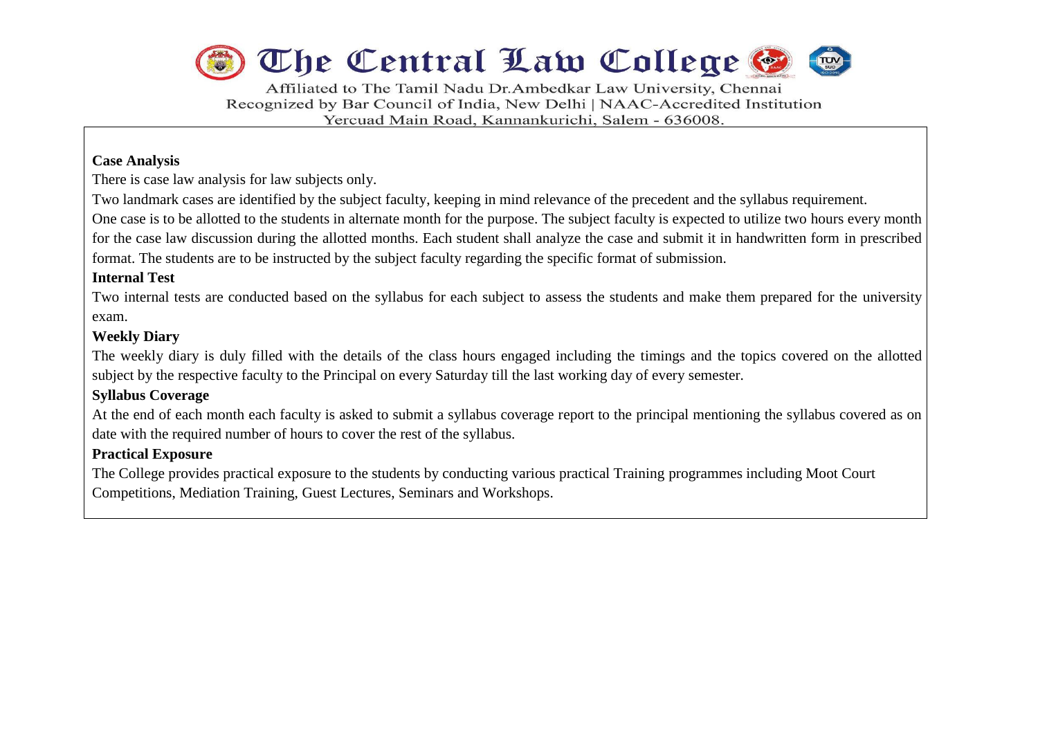**Case Analysis**

There is case law analysis for law subjects only.

Two landmark cases are identified by the subject faculty, keeping in mind relevance of the precedent and the syllabus requirement.

One case is to be allotted to the students in alternate month for the purpose. The subject faculty is expected to utilize two hours every month for the case law discussion during the allotted months. Each student shall analyze the case and submit it in handwritten form in prescribed format. The students are to be instructed by the subject faculty regarding the specific format of submission.

**Internal Test**

Two internal tests are conducted based on the syllabus for each subject to assess the students and make them prepared for the university exam.

**Weekly Diary**

The weekly diary is duly filled with the details of the class hours engaged including the timings and the topics covered on the allotted subject by the respective faculty to the Principal on every Saturday till the last working day of every semester.

**Syllabus Coverage**

At the end of each month each faculty is asked to submit a syllabus coverage report to the principal mentioning the syllabus covered as on date with the required number of hours to cover the rest of the syllabus.

**Practical Exposure**

The College provides practical exposure to the students by conducting various practical Training programmes including Moot Court Competitions, Mediation Training, Guest Lectures, Seminars and Workshops.